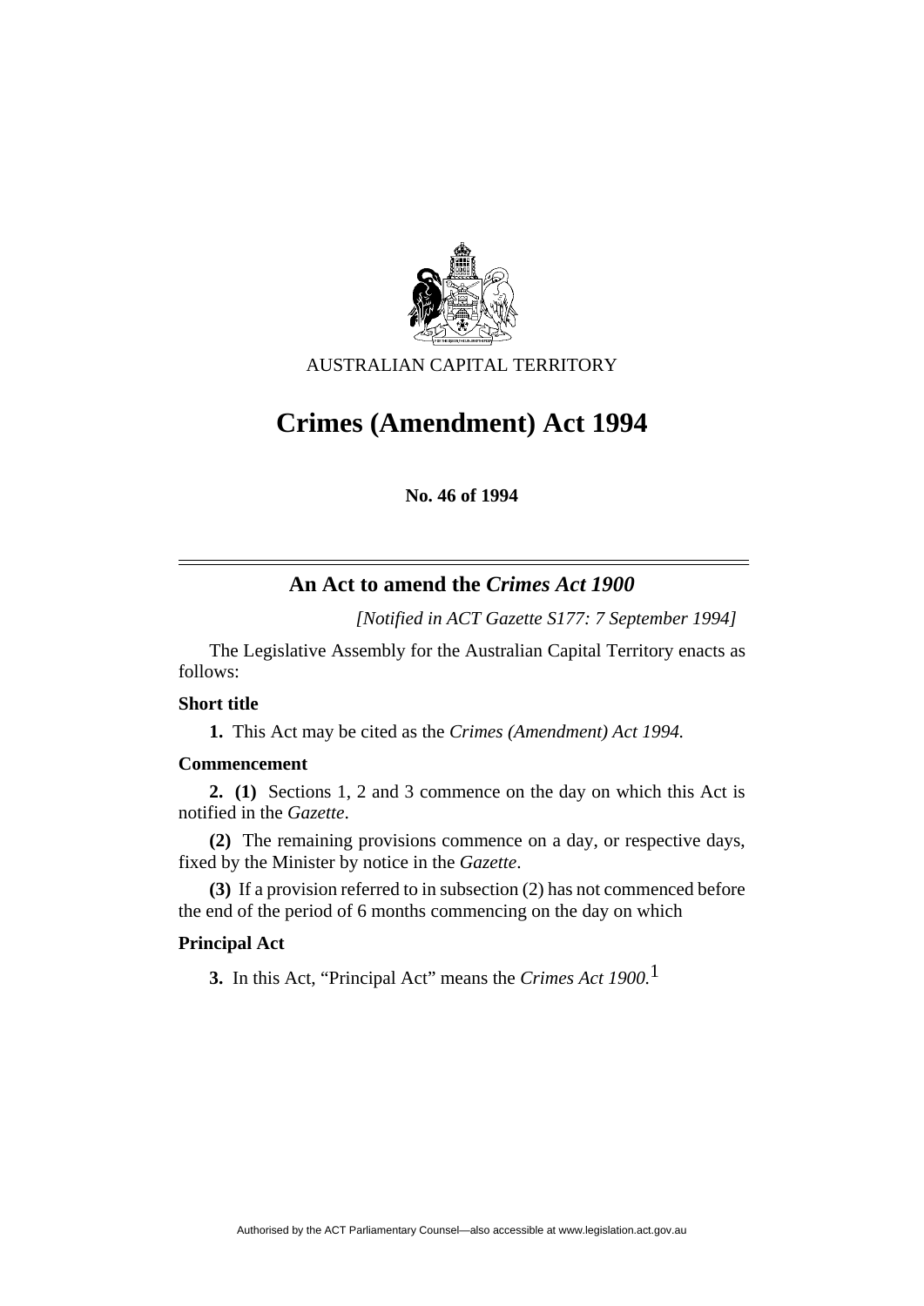AUSTRALIAN CAPITAL TERRITORY

# Crimes (Amendment) Act 1994

**No. 46 of 1994**

## An Act to amend the *Crimes Act 1900*

*[Notified in ACT Gazette S177: 7 September 1994]*

The Legislative Assembly for the Australian Capital Territory enacts as follows:

**Short title**

**1.** This Act may be cited as the *Crimes (Amendment) Act 1994.*

**Commencement**

**2. (1)** Sections 1, 2 and 3 commence on the day on which this Act is notified in the *Gazette*.

**(2)** The remaining provisions commence on a day, or respective days, fixed by the Minister by notice in the *Gazette*.

**(3)** If a provision referred to in subsection (2) has not commenced before the end of the period of 6 months commencing on the day on which

**Principal Act**

**3.** In this Act, "Principal Act" means the *Crimes Act 1900.*[1]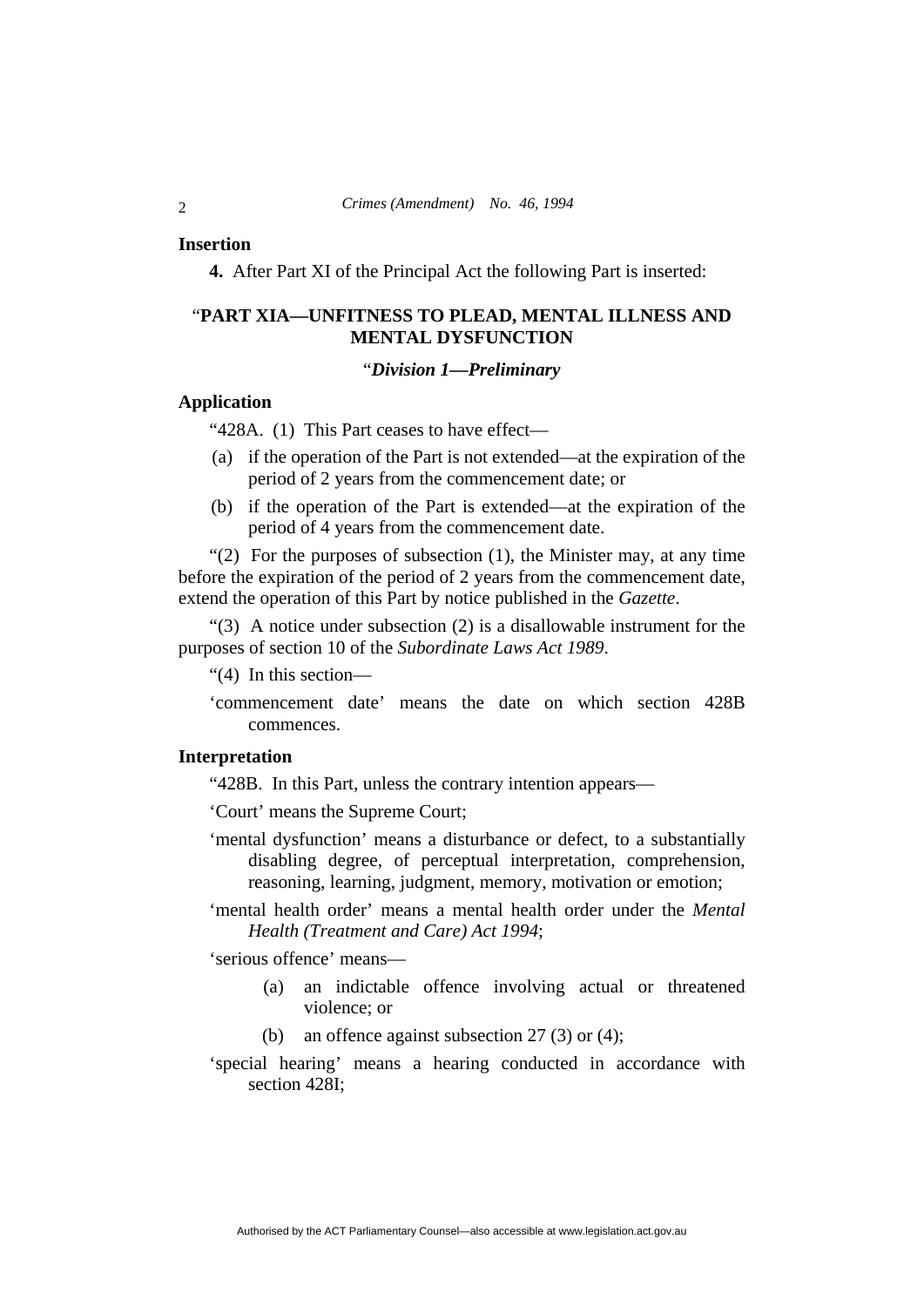**Insertion**

**4.** After Part XI of the Principal Act the following Part is inserted:

## "PART XIA—UNFITNESS TO PLEAD, MENTAL ILLNESS AND MENTAL DYSFUNCTION

### "*Division 1—Preliminary*

**Application**

"428A. (1) This Part ceases to have effect—

(a) if the operation of the Part is not extended—at the expiration of the period of 2 years from the commencement date; or

(b) if the operation of the Part is extended—at the expiration of the period of 4 years from the commencement date.

"(2) For the purposes of subsection (1), the Minister may, at any time before the expiration of the period of 2 years from the commencement date, extend the operation of this Part by notice published in the *Gazette*.

"(3) A notice under subsection (2) is a disallowable instrument for the purposes of section 10 of the *Subordinate Laws Act 1989*.

"(4) In this section—

'commencement date' means the date on which section 428B commences.

**Interpretation**

"428B. In this Part, unless the contrary intention appears—

'Court' means the Supreme Court;

'mental dysfunction' means a disturbance or defect, to a substantially disabling degree, of perceptual interpretation, comprehension, reasoning, learning, judgment, memory, motivation or emotion;

'mental health order' means a mental health order under the *Mental Health (Treatment and Care) Act 1994*;

'serious offence' means—

(a) an indictable offence involving actual or threatened violence; or

(b) an offence against subsection 27 (3) or (4);

'special hearing' means a hearing conducted in accordance with section 428I;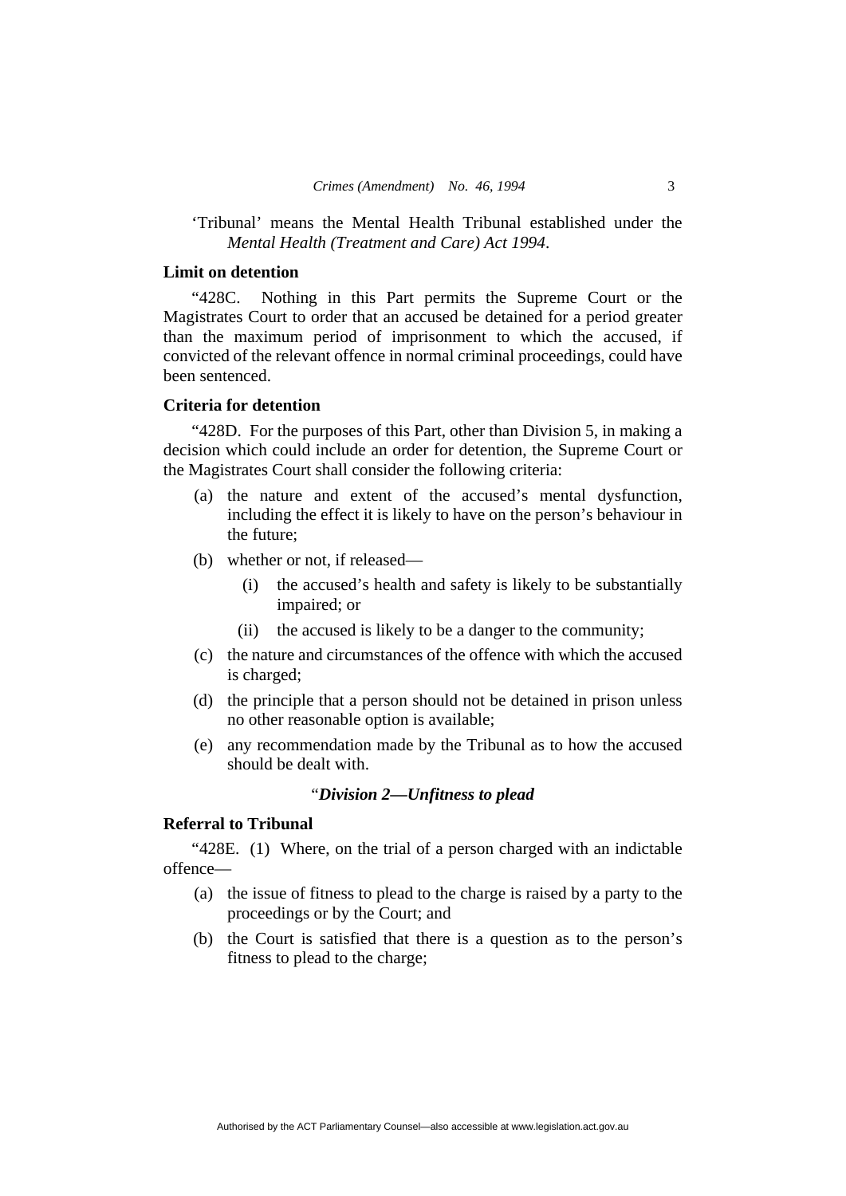'Tribunal' means the Mental Health Tribunal established under the *Mental Health (Treatment and Care) Act 1994*.

**Limit on detention**

"428C. Nothing in this Part permits the Supreme Court or the Magistrates Court to order that an accused be detained for a period greater than the maximum period of imprisonment to which the accused, if convicted of the relevant offence in normal criminal proceedings, could have been sentenced.

**Criteria for detention**

"428D. For the purposes of this Part, other than Division 5, in making a decision which could include an order for detention, the Supreme Court or the Magistrates Court shall consider the following criteria:

(a) the nature and extent of the accused's mental dysfunction, including the effect it is likely to have on the person's behaviour in the future;

(b) whether or not, if released—

  (i) the accused's health and safety is likely to be substantially impaired; or

  (ii) the accused is likely to be a danger to the community;

(c) the nature and circumstances of the offence with which the accused is charged;

(d) the principle that a person should not be detained in prison unless no other reasonable option is available;

(e) any recommendation made by the Tribunal as to how the accused should be dealt with.

"***Division 2—Unfitness to plead***

**Referral to Tribunal**

"428E. (1) Where, on the trial of a person charged with an indictable offence—

(a) the issue of fitness to plead to the charge is raised by a party to the proceedings or by the Court; and

(b) the Court is satisfied that there is a question as to the person's fitness to plead to the charge;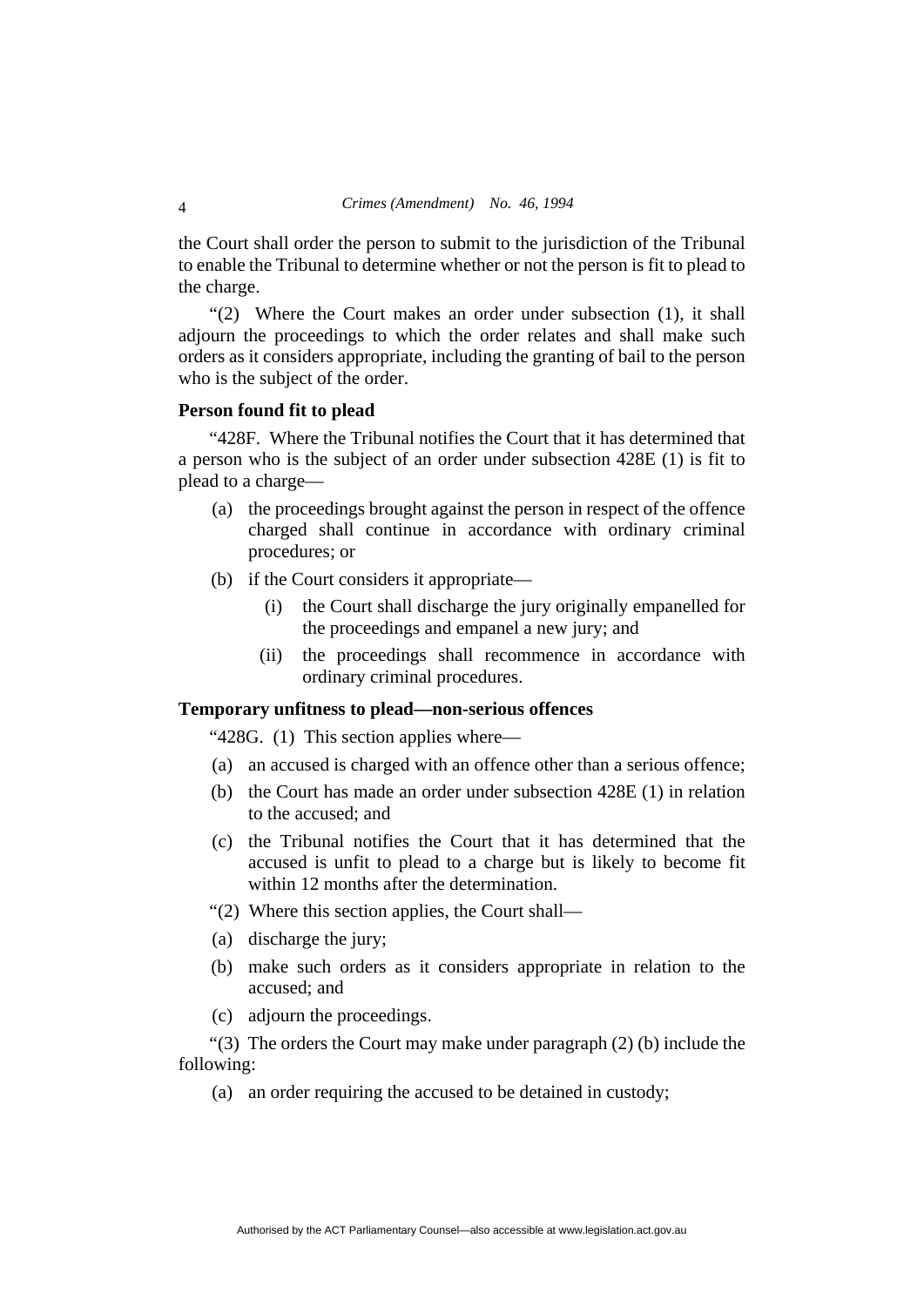the Court shall order the person to submit to the jurisdiction of the Tribunal to enable the Tribunal to determine whether or not the person is fit to plead to the charge.

"(2) Where the Court makes an order under subsection (1), it shall adjourn the proceedings to which the order relates and shall make such orders as it considers appropriate, including the granting of bail to the person who is the subject of the order.

**Person found fit to plead**

"428F. Where the Tribunal notifies the Court that it has determined that a person who is the subject of an order under subsection 428E (1) is fit to plead to a charge—

(a) the proceedings brought against the person in respect of the offence charged shall continue in accordance with ordinary criminal procedures; or

(b) if the Court considers it appropriate—

  (i) the Court shall discharge the jury originally empanelled for the proceedings and empanel a new jury; and

  (ii) the proceedings shall recommence in accordance with ordinary criminal procedures.

**Temporary unfitness to plead—non-serious offences**

"428G. (1) This section applies where—

(a) an accused is charged with an offence other than a serious offence;

(b) the Court has made an order under subsection 428E (1) in relation to the accused; and

(c) the Tribunal notifies the Court that it has determined that the accused is unfit to plead to a charge but is likely to become fit within 12 months after the determination.

"(2) Where this section applies, the Court shall—

(a) discharge the jury;

(b) make such orders as it considers appropriate in relation to the accused; and

(c) adjourn the proceedings.

"(3) The orders the Court may make under paragraph (2) (b) include the following:

(a) an order requiring the accused to be detained in custody;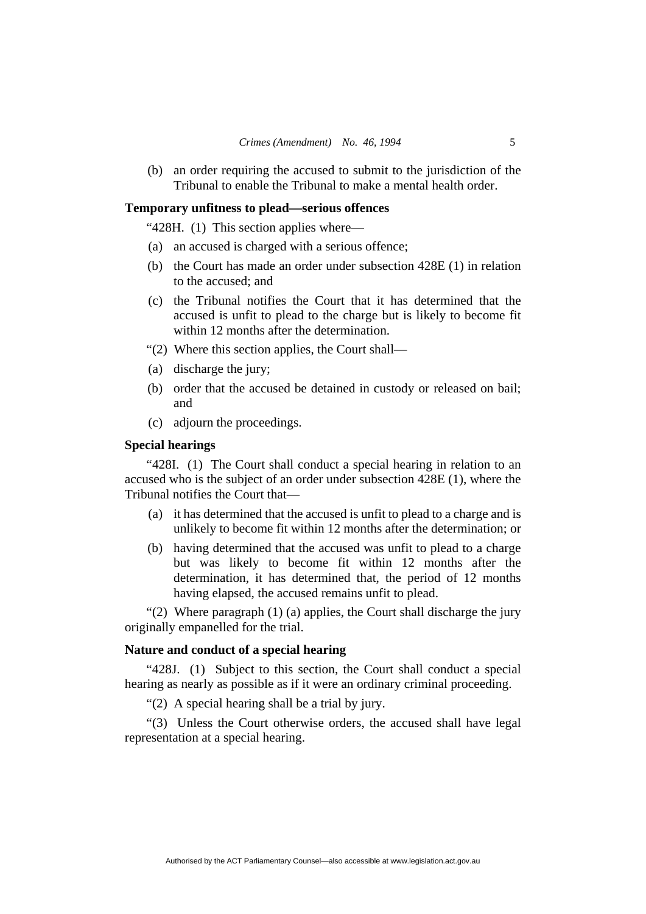(b) an order requiring the accused to submit to the jurisdiction of the Tribunal to enable the Tribunal to make a mental health order.

**Temporary unfitness to plead—serious offences**

"428H. (1) This section applies where—

(a) an accused is charged with a serious offence;

(b) the Court has made an order under subsection 428E (1) in relation to the accused; and

(c) the Tribunal notifies the Court that it has determined that the accused is unfit to plead to the charge but is likely to become fit within 12 months after the determination.

"(2) Where this section applies, the Court shall—

(a) discharge the jury;

(b) order that the accused be detained in custody or released on bail; and

(c) adjourn the proceedings.

**Special hearings**

"428I. (1) The Court shall conduct a special hearing in relation to an accused who is the subject of an order under subsection 428E (1), where the Tribunal notifies the Court that—

(a) it has determined that the accused is unfit to plead to a charge and is unlikely to become fit within 12 months after the determination; or

(b) having determined that the accused was unfit to plead to a charge but was likely to become fit within 12 months after the determination, it has determined that, the period of 12 months having elapsed, the accused remains unfit to plead.

"(2) Where paragraph (1) (a) applies, the Court shall discharge the jury originally empanelled for the trial.

**Nature and conduct of a special hearing**

"428J. (1) Subject to this section, the Court shall conduct a special hearing as nearly as possible as if it were an ordinary criminal proceeding.

"(2) A special hearing shall be a trial by jury.

"(3) Unless the Court otherwise orders, the accused shall have legal representation at a special hearing.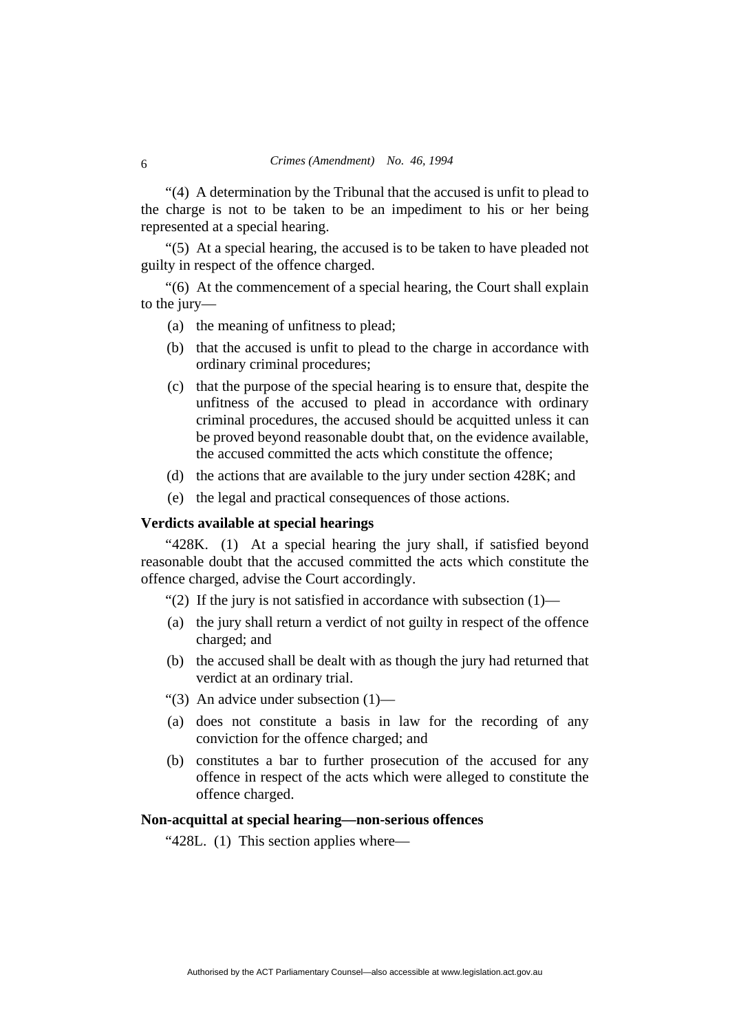"(4) A determination by the Tribunal that the accused is unfit to plead to the charge is not to be taken to be an impediment to his or her being represented at a special hearing.

"(5) At a special hearing, the accused is to be taken to have pleaded not guilty in respect of the offence charged.

"(6) At the commencement of a special hearing, the Court shall explain to the jury—

(a) the meaning of unfitness to plead;

(b) that the accused is unfit to plead to the charge in accordance with ordinary criminal procedures;

(c) that the purpose of the special hearing is to ensure that, despite the unfitness of the accused to plead in accordance with ordinary criminal procedures, the accused should be acquitted unless it can be proved beyond reasonable doubt that, on the evidence available, the accused committed the acts which constitute the offence;

(d) the actions that are available to the jury under section 428K; and

(e) the legal and practical consequences of those actions.

**Verdicts available at special hearings**

"428K. (1) At a special hearing the jury shall, if satisfied beyond reasonable doubt that the accused committed the acts which constitute the offence charged, advise the Court accordingly.

"(2) If the jury is not satisfied in accordance with subsection (1)—

(a) the jury shall return a verdict of not guilty in respect of the offence charged; and

(b) the accused shall be dealt with as though the jury had returned that verdict at an ordinary trial.

"(3) An advice under subsection (1)—

(a) does not constitute a basis in law for the recording of any conviction for the offence charged; and

(b) constitutes a bar to further prosecution of the accused for any offence in respect of the acts which were alleged to constitute the offence charged.

**Non-acquittal at special hearing—non-serious offences**

"428L. (1) This section applies where—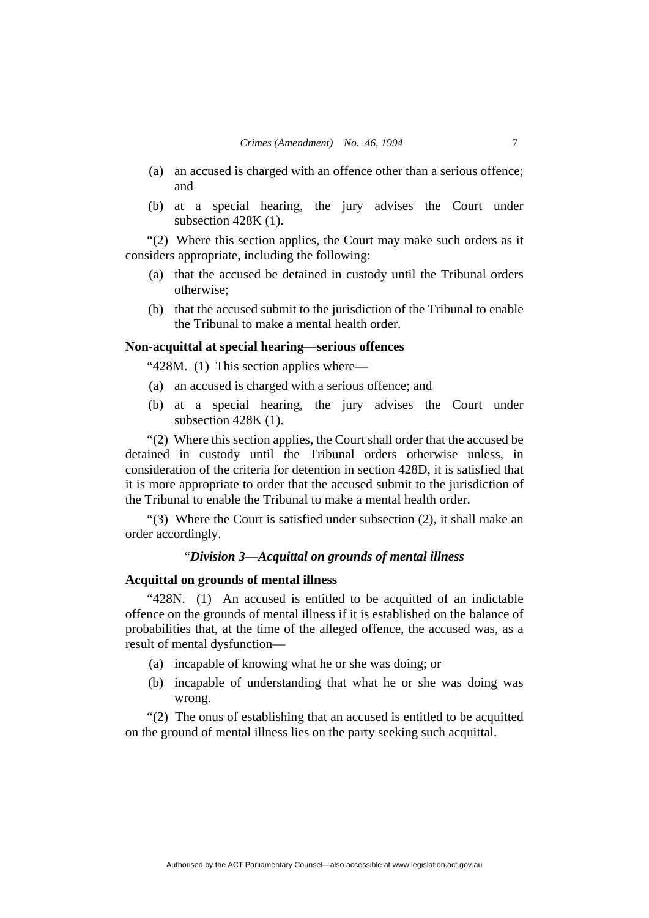(a) an accused is charged with an offence other than a serious offence; and

(b) at a special hearing, the jury advises the Court under subsection 428K (1).

"(2) Where this section applies, the Court may make such orders as it considers appropriate, including the following:

(a) that the accused be detained in custody until the Tribunal orders otherwise;

(b) that the accused submit to the jurisdiction of the Tribunal to enable the Tribunal to make a mental health order.

**Non-acquittal at special hearing—serious offences**

"428M. (1) This section applies where—

(a) an accused is charged with a serious offence; and

(b) at a special hearing, the jury advises the Court under subsection 428K (1).

"(2) Where this section applies, the Court shall order that the accused be detained in custody until the Tribunal orders otherwise unless, in consideration of the criteria for detention in section 428D, it is satisfied that it is more appropriate to order that the accused submit to the jurisdiction of the Tribunal to enable the Tribunal to make a mental health order.

"(3) Where the Court is satisfied under subsection (2), it shall make an order accordingly.

"***Division 3—Acquittal on grounds of mental illness***

**Acquittal on grounds of mental illness**

"428N. (1) An accused is entitled to be acquitted of an indictable offence on the grounds of mental illness if it is established on the balance of probabilities that, at the time of the alleged offence, the accused was, as a result of mental dysfunction—

(a) incapable of knowing what he or she was doing; or

(b) incapable of understanding that what he or she was doing was wrong.

"(2) The onus of establishing that an accused is entitled to be acquitted on the ground of mental illness lies on the party seeking such acquittal.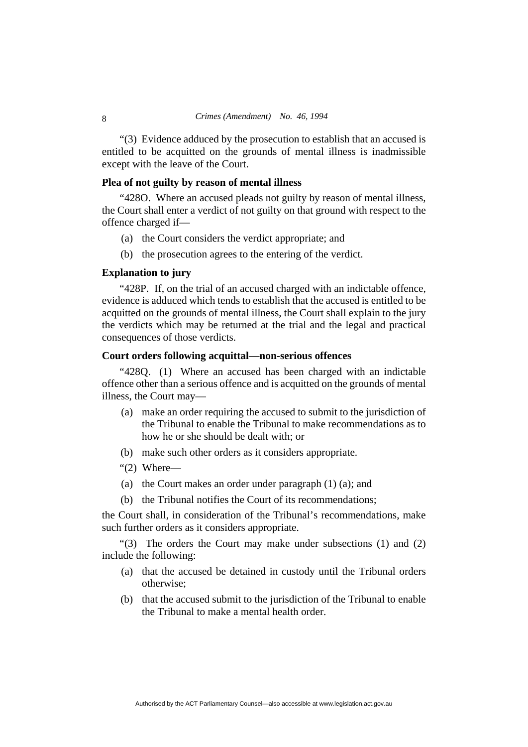"(3) Evidence adduced by the prosecution to establish that an accused is entitled to be acquitted on the grounds of mental illness is inadmissible except with the leave of the Court.

**Plea of not guilty by reason of mental illness**

"428O. Where an accused pleads not guilty by reason of mental illness, the Court shall enter a verdict of not guilty on that ground with respect to the offence charged if—

(a) the Court considers the verdict appropriate; and

(b) the prosecution agrees to the entering of the verdict.

**Explanation to jury**

"428P. If, on the trial of an accused charged with an indictable offence, evidence is adduced which tends to establish that the accused is entitled to be acquitted on the grounds of mental illness, the Court shall explain to the jury the verdicts which may be returned at the trial and the legal and practical consequences of those verdicts.

**Court orders following acquittal—non-serious offences**

"428Q. (1) Where an accused has been charged with an indictable offence other than a serious offence and is acquitted on the grounds of mental illness, the Court may—

(a) make an order requiring the accused to submit to the jurisdiction of the Tribunal to enable the Tribunal to make recommendations as to how he or she should be dealt with; or

(b) make such other orders as it considers appropriate.

"(2) Where—

(a) the Court makes an order under paragraph (1) (a); and

(b) the Tribunal notifies the Court of its recommendations;

the Court shall, in consideration of the Tribunal's recommendations, make such further orders as it considers appropriate.

"(3) The orders the Court may make under subsections (1) and (2) include the following:

(a) that the accused be detained in custody until the Tribunal orders otherwise;

(b) that the accused submit to the jurisdiction of the Tribunal to enable the Tribunal to make a mental health order.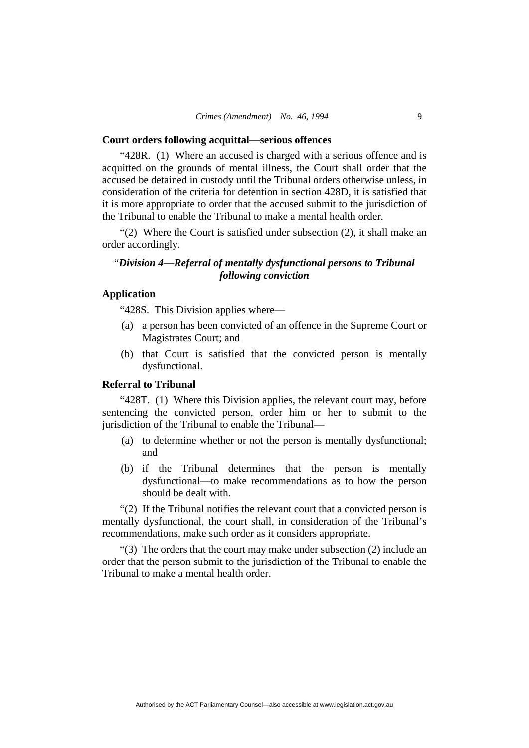**Court orders following acquittal—serious offences**

"428R. (1) Where an accused is charged with a serious offence and is acquitted on the grounds of mental illness, the Court shall order that the accused be detained in custody until the Tribunal orders otherwise unless, in consideration of the criteria for detention in section 428D, it is satisfied that it is more appropriate to order that the accused submit to the jurisdiction of the Tribunal to enable the Tribunal to make a mental health order.

"(2) Where the Court is satisfied under subsection (2), it shall make an order accordingly.

"*Division 4—Referral of mentally dysfunctional persons to Tribunal following conviction*

**Application**

"428S. This Division applies where—

(a) a person has been convicted of an offence in the Supreme Court or Magistrates Court; and

(b) that Court is satisfied that the convicted person is mentally dysfunctional.

**Referral to Tribunal**

"428T. (1) Where this Division applies, the relevant court may, before sentencing the convicted person, order him or her to submit to the jurisdiction of the Tribunal to enable the Tribunal—

(a) to determine whether or not the person is mentally dysfunctional; and

(b) if the Tribunal determines that the person is mentally dysfunctional—to make recommendations as to how the person should be dealt with.

"(2) If the Tribunal notifies the relevant court that a convicted person is mentally dysfunctional, the court shall, in consideration of the Tribunal's recommendations, make such order as it considers appropriate.

"(3) The orders that the court may make under subsection (2) include an order that the person submit to the jurisdiction of the Tribunal to enable the Tribunal to make a mental health order.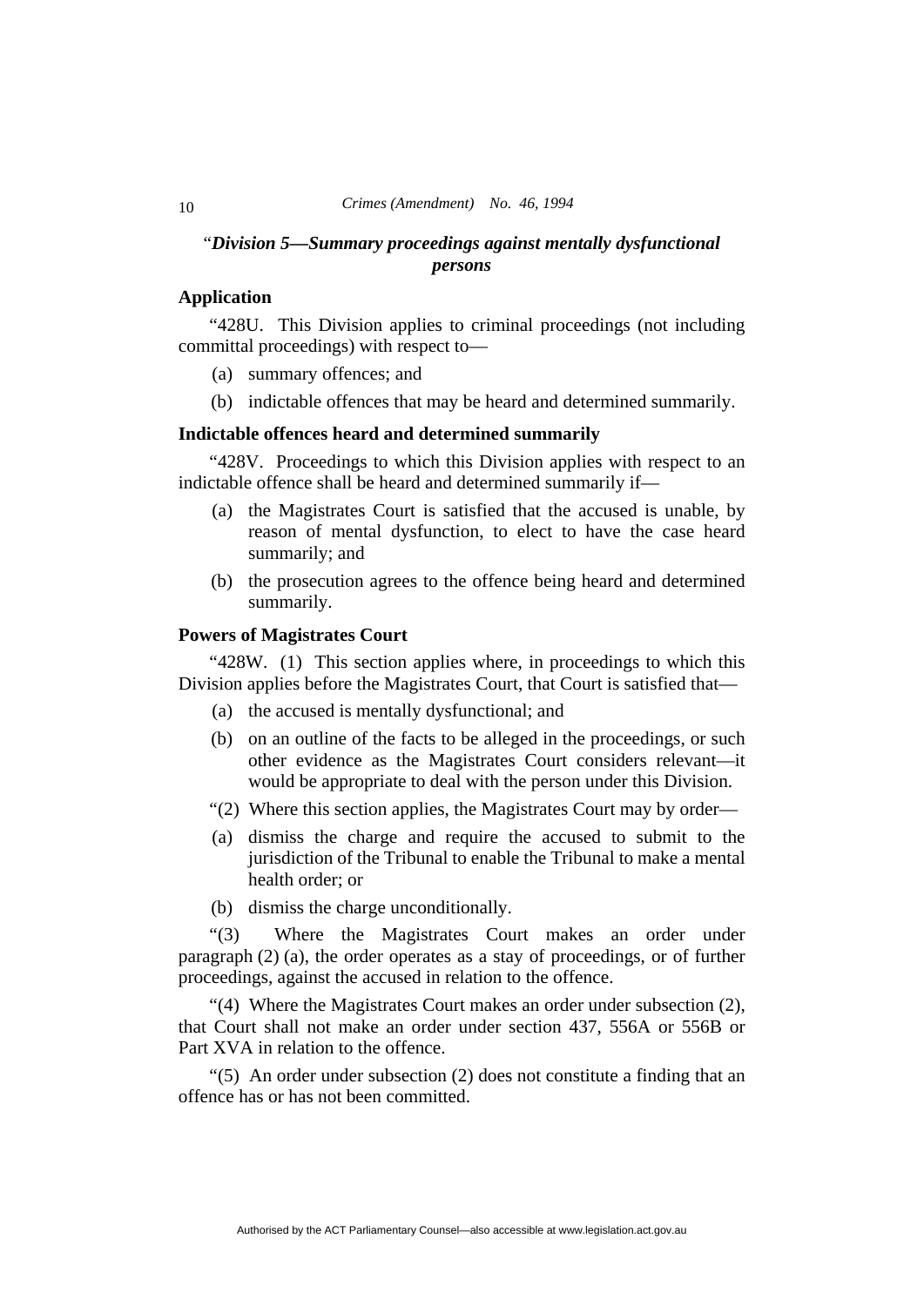### "*Division 5—Summary proceedings against mentally dysfunctional persons*

**Application**

"428U. This Division applies to criminal proceedings (not including committal proceedings) with respect to—

(a) summary offences; and

(b) indictable offences that may be heard and determined summarily.

**Indictable offences heard and determined summarily**

"428V. Proceedings to which this Division applies with respect to an indictable offence shall be heard and determined summarily if—

(a) the Magistrates Court is satisfied that the accused is unable, by reason of mental dysfunction, to elect to have the case heard summarily; and

(b) the prosecution agrees to the offence being heard and determined summarily.

**Powers of Magistrates Court**

"428W. (1) This section applies where, in proceedings to which this Division applies before the Magistrates Court, that Court is satisfied that—

(a) the accused is mentally dysfunctional; and

(b) on an outline of the facts to be alleged in the proceedings, or such other evidence as the Magistrates Court considers relevant—it would be appropriate to deal with the person under this Division.

"(2) Where this section applies, the Magistrates Court may by order—

(a) dismiss the charge and require the accused to submit to the jurisdiction of the Tribunal to enable the Tribunal to make a mental health order; or

(b) dismiss the charge unconditionally.

"(3) Where the Magistrates Court makes an order under paragraph (2) (a), the order operates as a stay of proceedings, or of further proceedings, against the accused in relation to the offence.

"(4) Where the Magistrates Court makes an order under subsection (2), that Court shall not make an order under section 437, 556A or 556B or Part XVA in relation to the offence.

"(5) An order under subsection (2) does not constitute a finding that an offence has or has not been committed.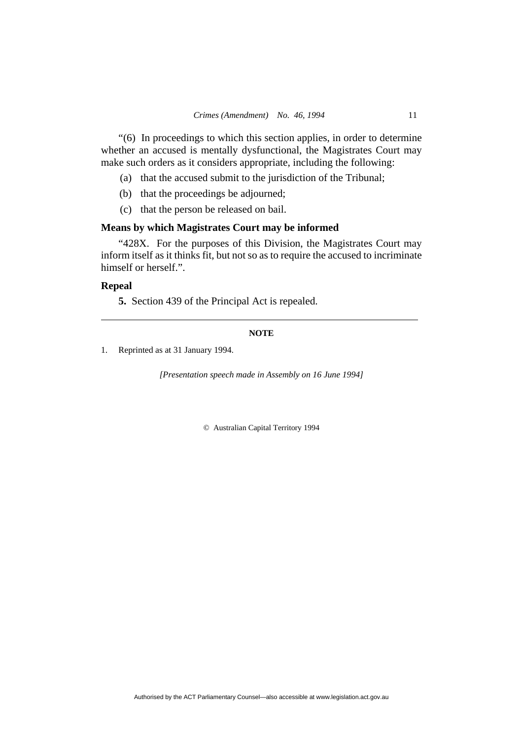"(6) In proceedings to which this section applies, in order to determine whether an accused is mentally dysfunctional, the Magistrates Court may make such orders as it considers appropriate, including the following:

(a) that the accused submit to the jurisdiction of the Tribunal;

(b) that the proceedings be adjourned;

(c) that the person be released on bail.

**Means by which Magistrates Court may be informed**

"428X. For the purposes of this Division, the Magistrates Court may inform itself as it thinks fit, but not so as to require the accused to incriminate himself or herself.".

**Repeal**

**5.** Section 439 of the Principal Act is repealed.

---

**NOTE**

1. Reprinted as at 31 January 1994.

*[Presentation speech made in Assembly on 16 June 1994]*

© Australian Capital Territory 1994

Authorised by the ACT Parliamentary Counsel—also accessible at www.legislation.act.gov.au